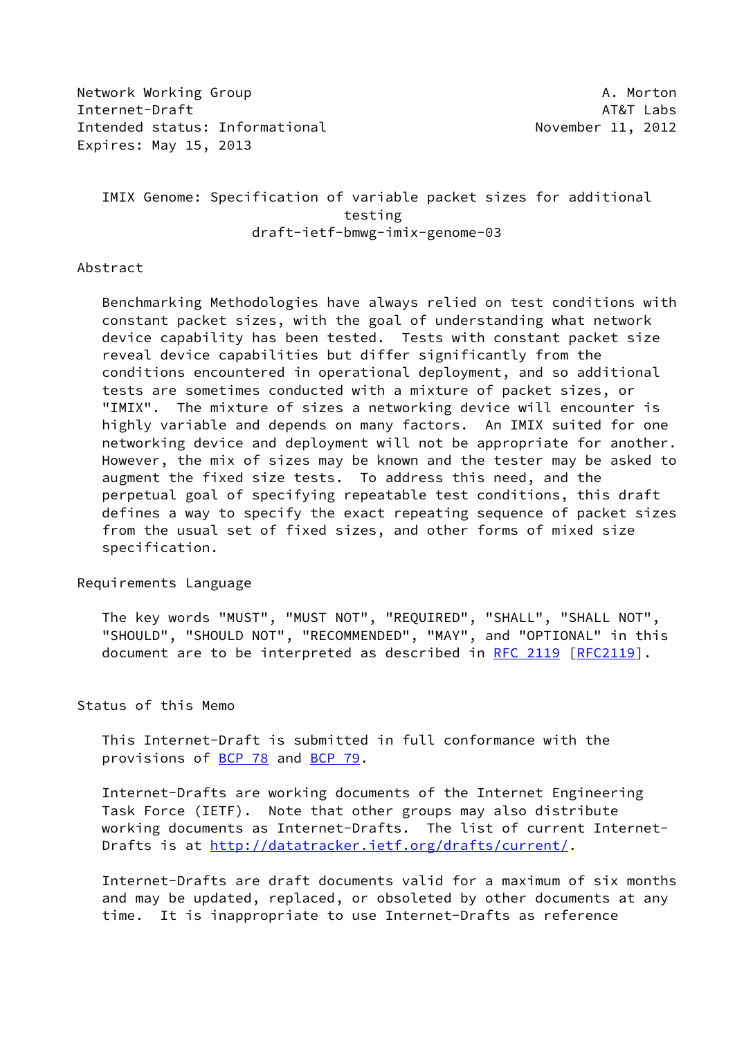Network Working Group A. Morton
Internet-Draft AT&T Labs
Intended status: Informational November 11, 2012
Expires: May 15, 2013

# IMIX Genome: Specification of variable packet sizes for additional testing

draft-ietf-bmwg-imix-genome-03

## Abstract

Benchmarking Methodologies have always relied on test conditions with constant packet sizes, with the goal of understanding what network device capability has been tested. Tests with constant packet size reveal device capabilities but differ significantly from the conditions encountered in operational deployment, and so additional tests are sometimes conducted with a mixture of packet sizes, or "IMIX". The mixture of sizes a networking device will encounter is highly variable and depends on many factors. An IMIX suited for one networking device and deployment will not be appropriate for another. However, the mix of sizes may be known and the tester may be asked to augment the fixed size tests. To address this need, and the perpetual goal of specifying repeatable test conditions, this draft defines a way to specify the exact repeating sequence of packet sizes from the usual set of fixed sizes, and other forms of mixed size specification.

## Requirements Language

The key words "MUST", "MUST NOT", "REQUIRED", "SHALL", "SHALL NOT", "SHOULD", "SHOULD NOT", "RECOMMENDED", "MAY", and "OPTIONAL" in this document are to be interpreted as described in RFC 2119 [RFC2119].

## Status of this Memo

This Internet-Draft is submitted in full conformance with the provisions of BCP 78 and BCP 79.

Internet-Drafts are working documents of the Internet Engineering Task Force (IETF). Note that other groups may also distribute working documents as Internet-Drafts. The list of current Internet-Drafts is at http://datatracker.ietf.org/drafts/current/.

Internet-Drafts are draft documents valid for a maximum of six months and may be updated, replaced, or obsoleted by other documents at any time. It is inappropriate to use Internet-Drafts as reference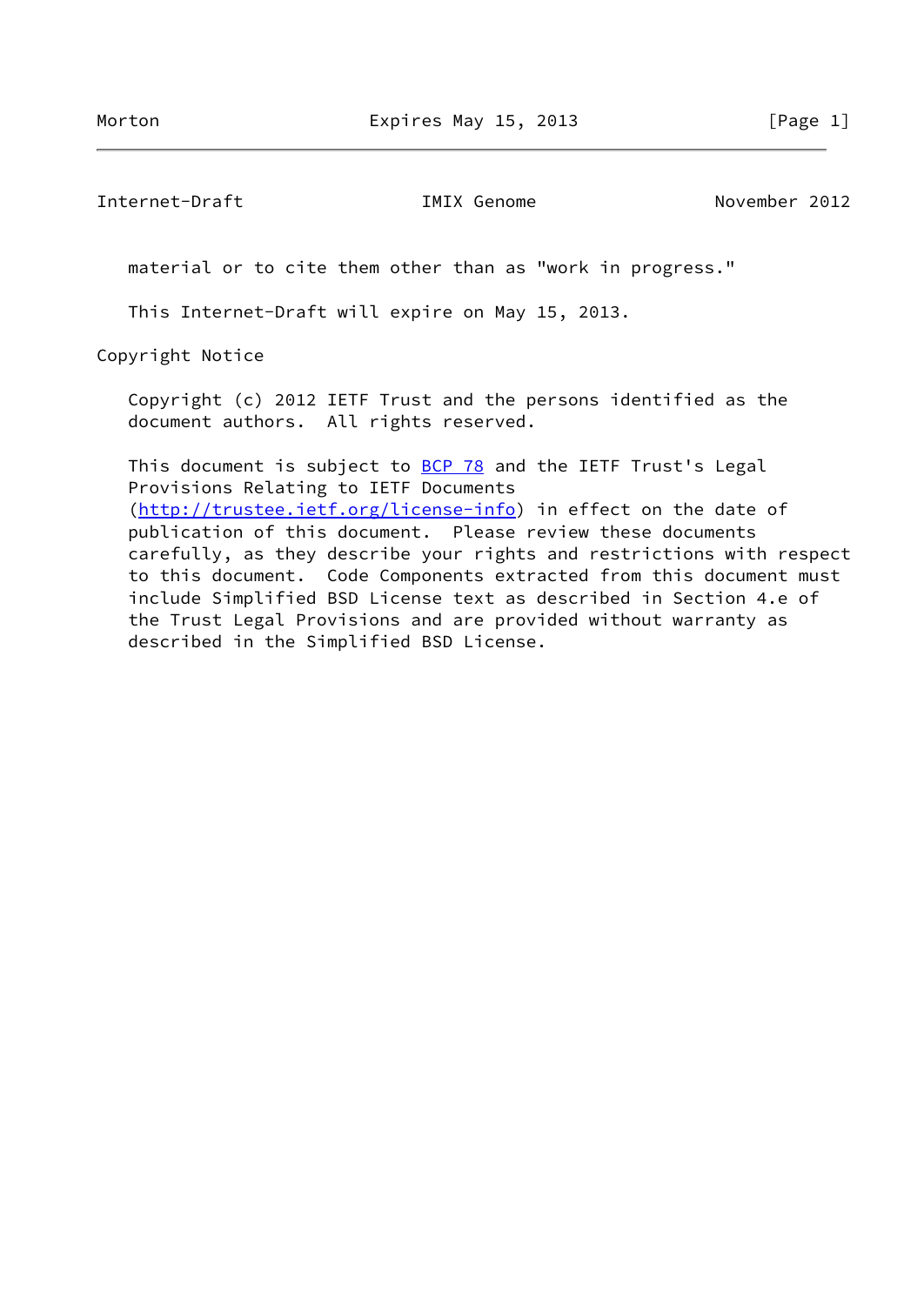material or to cite them other than as "work in progress."

This Internet-Draft will expire on May 15, 2013.

## Copyright Notice

Copyright (c) 2012 IETF Trust and the persons identified as the document authors. All rights reserved.

This document is subject to BCP 78 and the IETF Trust's Legal Provisions Relating to IETF Documents (http://trustee.ietf.org/license-info) in effect on the date of publication of this document. Please review these documents carefully, as they describe your rights and restrictions with respect to this document. Code Components extracted from this document must include Simplified BSD License text as described in Section 4.e of the Trust Legal Provisions and are provided without warranty as described in the Simplified BSD License.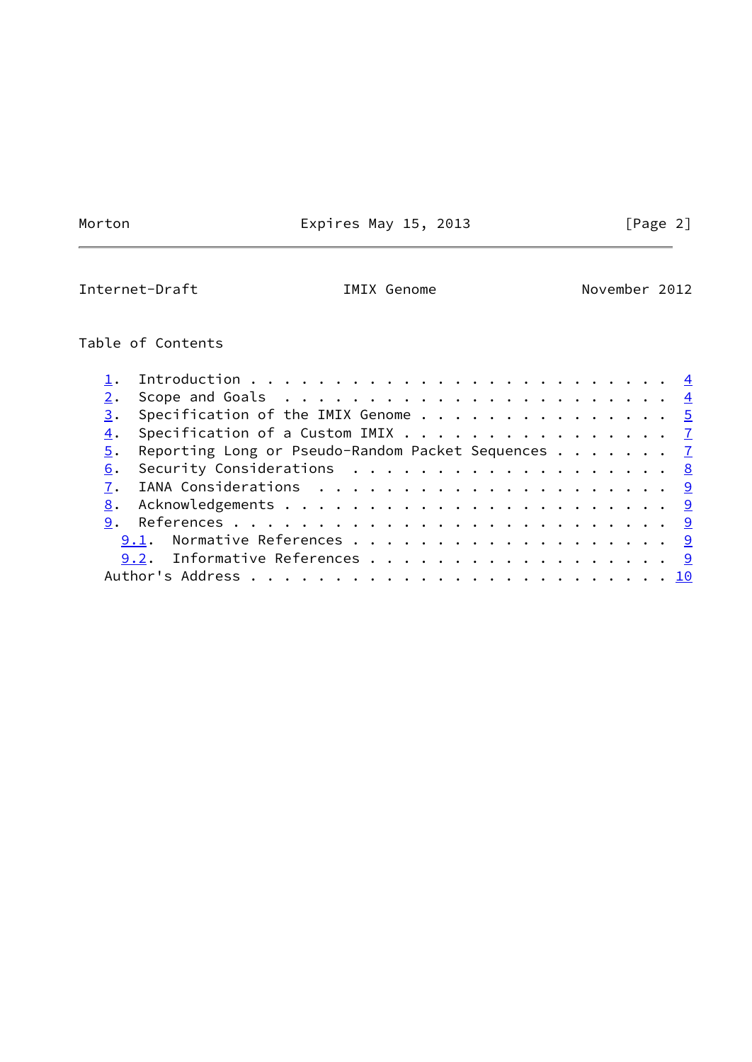## Table of Contents

1. Introduction . . . . . . . . . . . . . . . . . . . . . . . . . 4
2. Scope and Goals . . . . . . . . . . . . . . . . . . . . . . . . 4
3. Specification of the IMIX Genome . . . . . . . . . . . . . . . 5
4. Specification of a Custom IMIX . . . . . . . . . . . . . . . . 7
5. Reporting Long or Pseudo-Random Packet Sequences . . . . . . . 7
6. Security Considerations . . . . . . . . . . . . . . . . . . . . 8
7. IANA Considerations . . . . . . . . . . . . . . . . . . . . . . 9
8. Acknowledgements . . . . . . . . . . . . . . . . . . . . . . . 9
9. References . . . . . . . . . . . . . . . . . . . . . . . . . . 9
   - 9.1. Normative References . . . . . . . . . . . . . . . . . . . 9
   - 9.2. Informative References . . . . . . . . . . . . . . . . . . 9

Author's Address . . . . . . . . . . . . . . . . . . . . . . . . . 10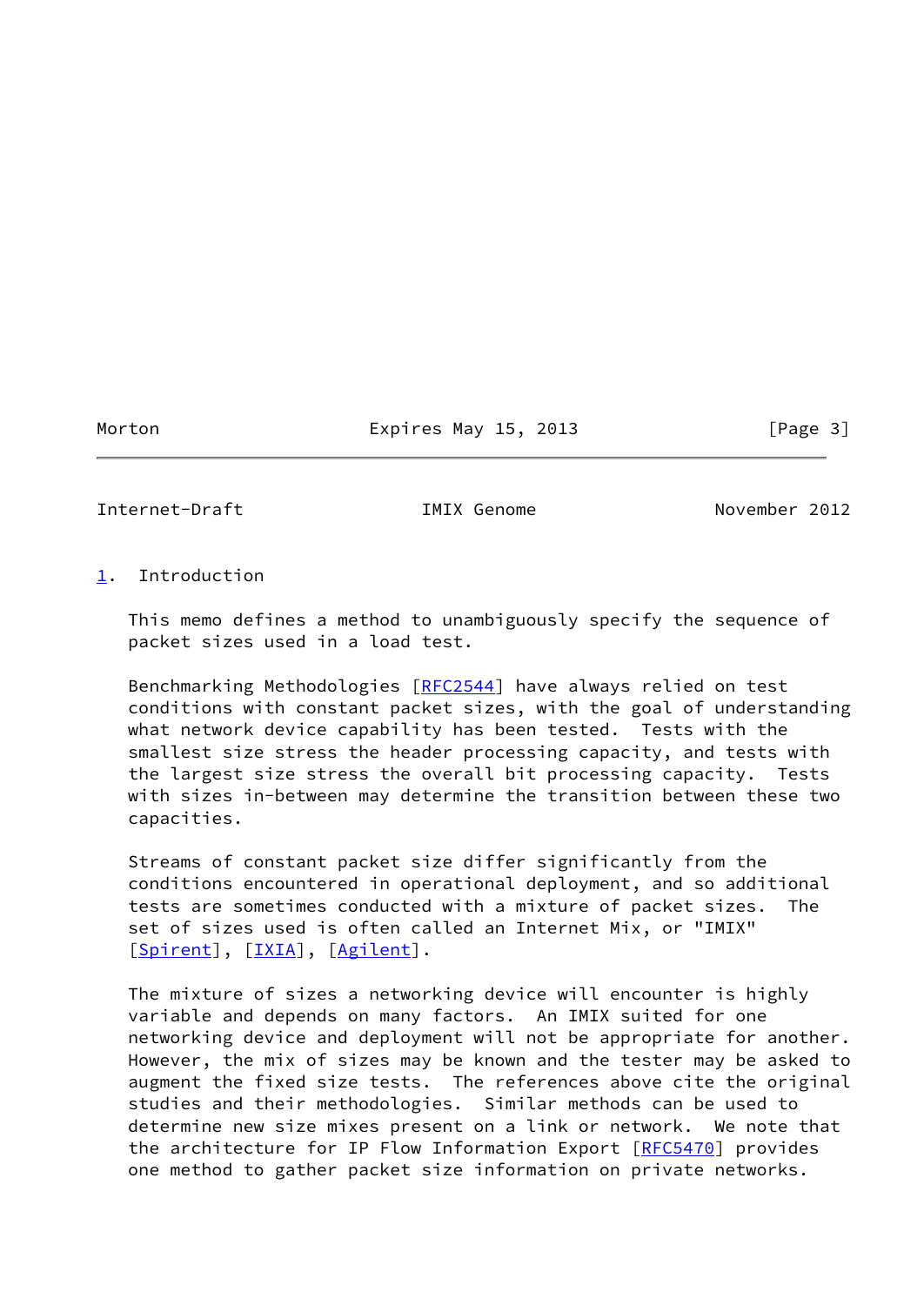## 1. Introduction

This memo defines a method to unambiguously specify the sequence of packet sizes used in a load test.

Benchmarking Methodologies [RFC2544] have always relied on test conditions with constant packet sizes, with the goal of understanding what network device capability has been tested. Tests with the smallest size stress the header processing capacity, and tests with the largest size stress the overall bit processing capacity. Tests with sizes in-between may determine the transition between these two capacities.

Streams of constant packet size differ significantly from the conditions encountered in operational deployment, and so additional tests are sometimes conducted with a mixture of packet sizes. The set of sizes used is often called an Internet Mix, or "IMIX" [Spirent], [IXIA], [Agilent].

The mixture of sizes a networking device will encounter is highly variable and depends on many factors. An IMIX suited for one networking device and deployment will not be appropriate for another. However, the mix of sizes may be known and the tester may be asked to augment the fixed size tests. The references above cite the original studies and their methodologies. Similar methods can be used to determine new size mixes present on a link or network. We note that the architecture for IP Flow Information Export [RFC5470] provides one method to gather packet size information on private networks.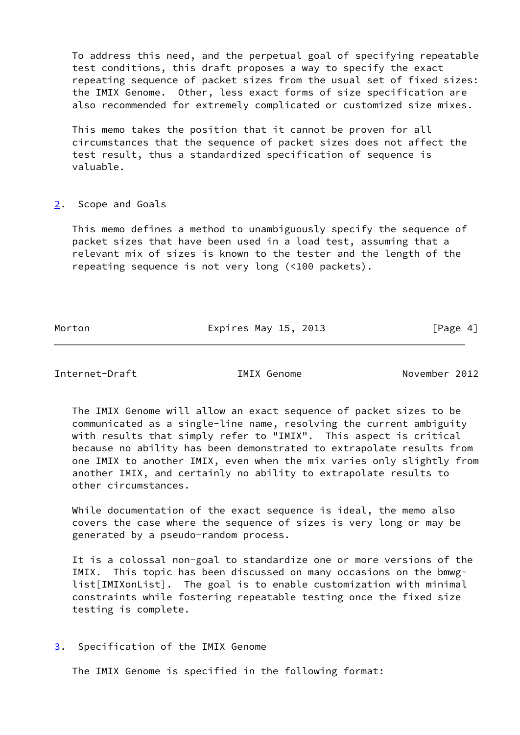To address this need, and the perpetual goal of specifying repeatable test conditions, this draft proposes a way to specify the exact repeating sequence of packet sizes from the usual set of fixed sizes: the IMIX Genome. Other, less exact forms of size specification are also recommended for extremely complicated or customized size mixes.

This memo takes the position that it cannot be proven for all circumstances that the sequence of packet sizes does not affect the test result, thus a standardized specification of sequence is valuable.

## 2. Scope and Goals

This memo defines a method to unambiguously specify the sequence of packet sizes that have been used in a load test, assuming that a relevant mix of sizes is known to the tester and the length of the repeating sequence is not very long (<100 packets).

The IMIX Genome will allow an exact sequence of packet sizes to be communicated as a single-line name, resolving the current ambiguity with results that simply refer to "IMIX". This aspect is critical because no ability has been demonstrated to extrapolate results from one IMIX to another IMIX, even when the mix varies only slightly from another IMIX, and certainly no ability to extrapolate results to other circumstances.

While documentation of the exact sequence is ideal, the memo also covers the case where the sequence of sizes is very long or may be generated by a pseudo-random process.

It is a colossal non-goal to standardize one or more versions of the IMIX. This topic has been discussed on many occasions on the bmwg-list[IMIXonList]. The goal is to enable customization with minimal constraints while fostering repeatable testing once the fixed size testing is complete.

## 3. Specification of the IMIX Genome

The IMIX Genome is specified in the following format: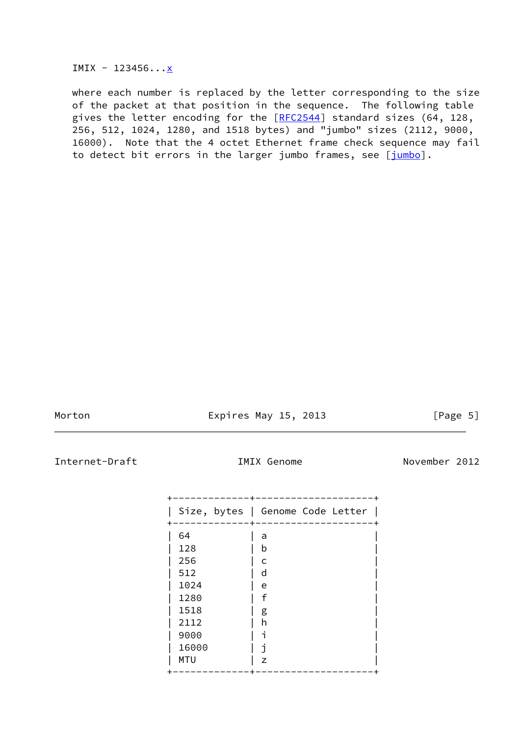IMIX - 123456...x

where each number is replaced by the letter corresponding to the size of the packet at that position in the sequence. The following table gives the letter encoding for the [RFC2544] standard sizes (64, 128, 256, 512, 1024, 1280, and 1518 bytes) and "jumbo" sizes (2112, 9000, 16000). Note that the 4 octet Ethernet frame check sequence may fail to detect bit errors in the larger jumbo frames, see [jumbo].

| Size, bytes | Genome Code Letter |
| --- | --- |
| 64 | a |
| 128 | b |
| 256 | c |
| 512 | d |
| 1024 | e |
| 1280 | f |
| 1518 | g |
| 2112 | h |
| 9000 | i |
| 16000 | j |
| MTU | z |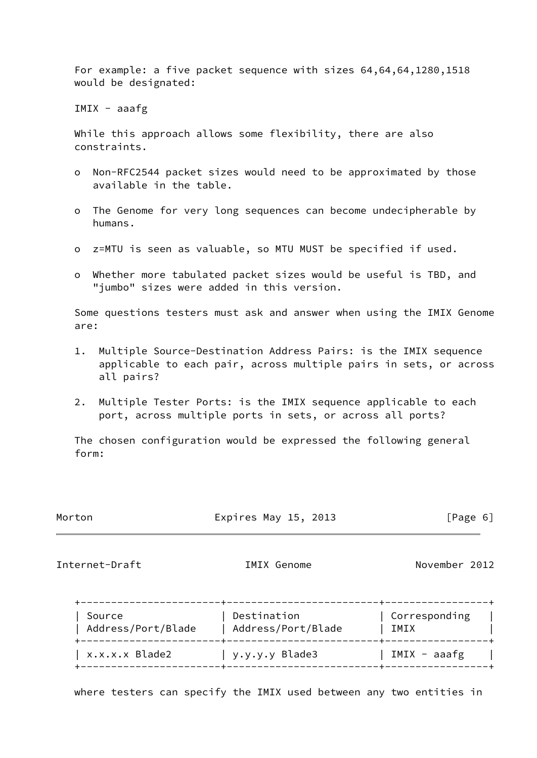For example: a five packet sequence with sizes 64,64,64,1280,1518 would be designated:

IMIX - aaafg

While this approach allows some flexibility, there are also constraints.

- Non-RFC2544 packet sizes would need to be approximated by those available in the table.
- The Genome for very long sequences can become undecipherable by humans.
- z=MTU is seen as valuable, so MTU MUST be specified if used.
- Whether more tabulated packet sizes would be useful is TBD, and "jumbo" sizes were added in this version.

Some questions testers must ask and answer when using the IMIX Genome are:

1. Multiple Source-Destination Address Pairs: is the IMIX sequence applicable to each pair, across multiple pairs in sets, or across all pairs?
2. Multiple Tester Ports: is the IMIX sequence applicable to each port, across multiple ports in sets, or across all ports?

The chosen configuration would be expressed the following general form:

| Source Address/Port/Blade | Destination Address/Port/Blade | Corresponding IMIX |
|---|---|---|
| x.x.x.x Blade2 | y.y.y.y Blade3 | IMIX - aaafg |

where testers can specify the IMIX used between any two entities in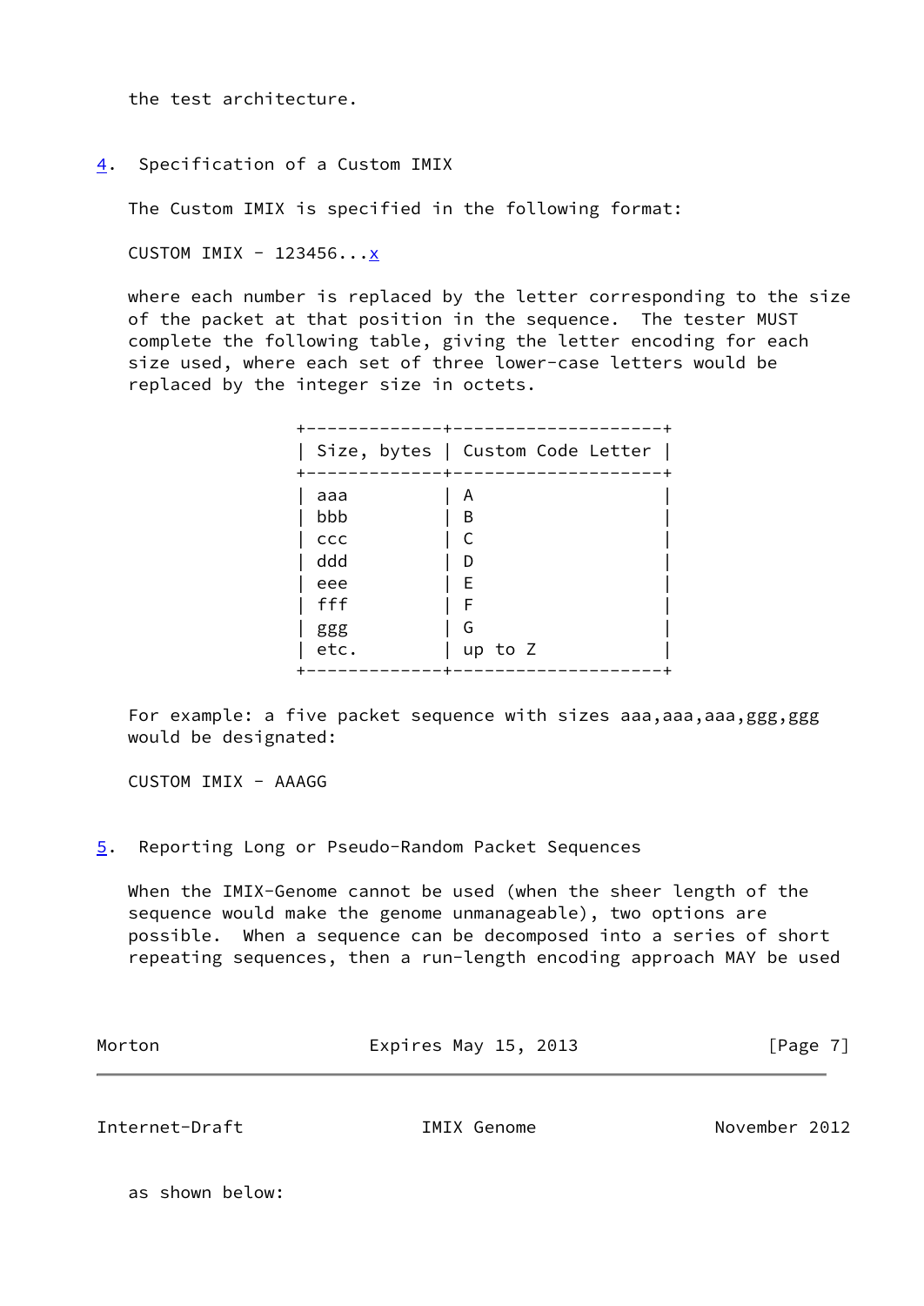the test architecture.

## 4. Specification of a Custom IMIX

The Custom IMIX is specified in the following format:

CUSTOM IMIX - 123456...x

where each number is replaced by the letter corresponding to the size of the packet at that position in the sequence. The tester MUST complete the following table, giving the letter encoding for each size used, where each set of three lower-case letters would be replaced by the integer size in octets.

| Size, bytes | Custom Code Letter |
|---|---|
| aaa | A |
| bbb | B |
| ccc | C |
| ddd | D |
| eee | E |
| fff | F |
| ggg | G |
| etc. | up to Z |

For example: a five packet sequence with sizes aaa,aaa,aaa,ggg,ggg would be designated:

CUSTOM IMIX - AAAGG

## 5. Reporting Long or Pseudo-Random Packet Sequences

When the IMIX-Genome cannot be used (when the sheer length of the sequence would make the genome unmanageable), two options are possible. When a sequence can be decomposed into a series of short repeating sequences, then a run-length encoding approach MAY be used as shown below: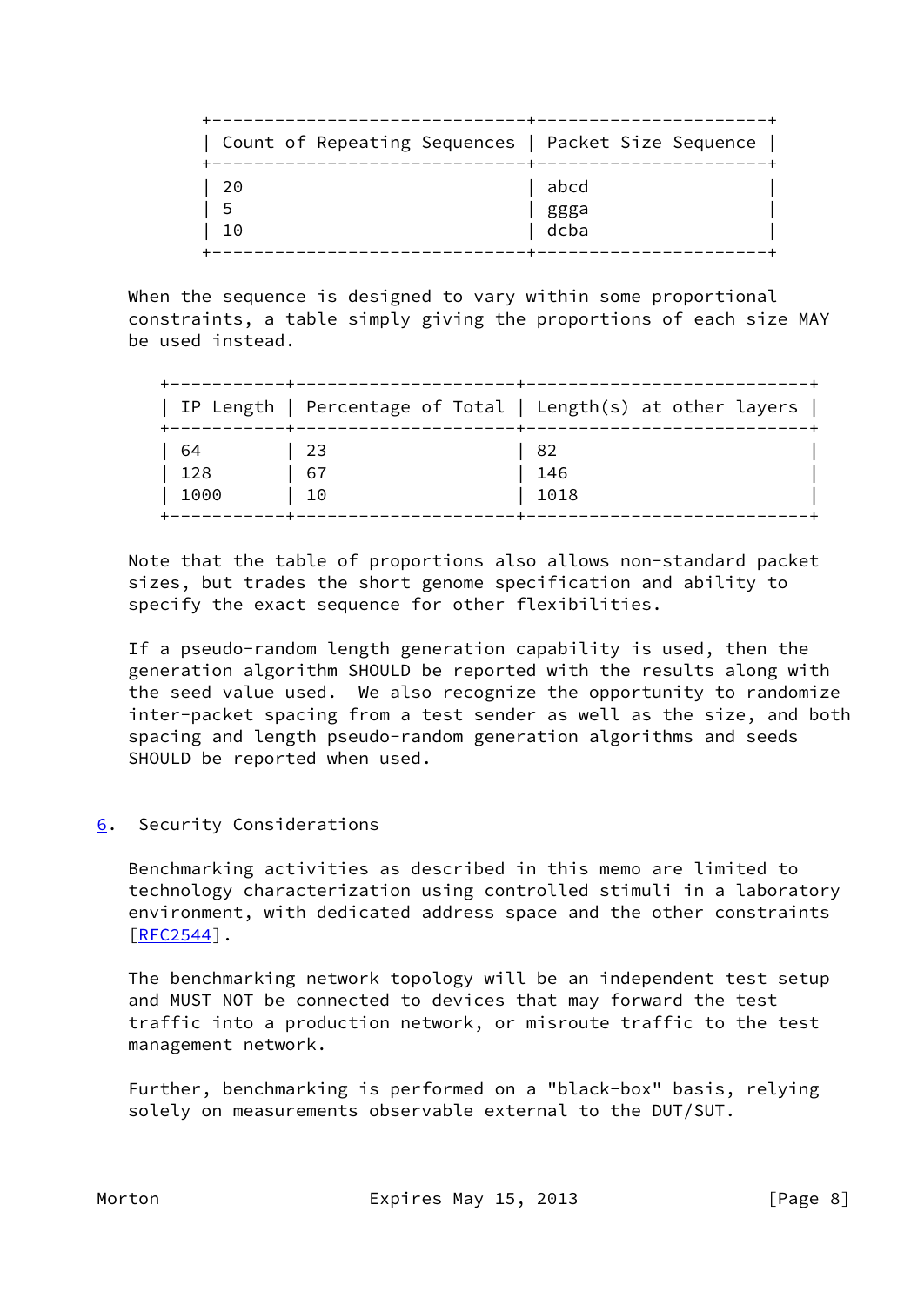| Count of Repeating Sequences | Packet Size Sequence |
|---|---|
| 20 | abcd |
| 5 | ggga |
| 10 | dcba |

When the sequence is designed to vary within some proportional constraints, a table simply giving the proportions of each size MAY be used instead.

| IP Length | Percentage of Total | Length(s) at other layers |
|---|---|---|
| 64 | 23 | 82 |
| 128 | 67 | 146 |
| 1000 | 10 | 1018 |

Note that the table of proportions also allows non-standard packet sizes, but trades the short genome specification and ability to specify the exact sequence for other flexibilities.

If a pseudo-random length generation capability is used, then the generation algorithm SHOULD be reported with the results along with the seed value used. We also recognize the opportunity to randomize inter-packet spacing from a test sender as well as the size, and both spacing and length pseudo-random generation algorithms and seeds SHOULD be reported when used.

## 6. Security Considerations

Benchmarking activities as described in this memo are limited to technology characterization using controlled stimuli in a laboratory environment, with dedicated address space and the other constraints [RFC2544].

The benchmarking network topology will be an independent test setup and MUST NOT be connected to devices that may forward the test traffic into a production network, or misroute traffic to the test management network.

Further, benchmarking is performed on a "black-box" basis, relying solely on measurements observable external to the DUT/SUT.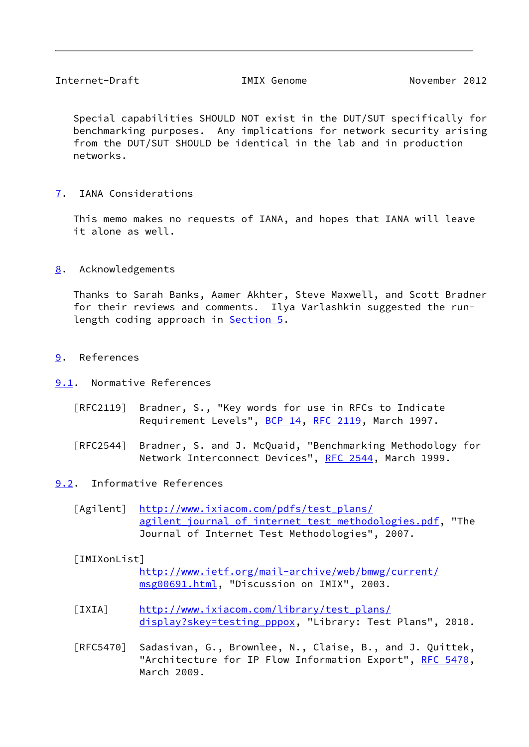Special capabilities SHOULD NOT exist in the DUT/SUT specifically for benchmarking purposes. Any implications for network security arising from the DUT/SUT SHOULD be identical in the lab and in production networks.

## 7. IANA Considerations

This memo makes no requests of IANA, and hopes that IANA will leave it alone as well.

## 8. Acknowledgements

Thanks to Sarah Banks, Aamer Akhter, Steve Maxwell, and Scott Bradner for their reviews and comments. Ilya Varlashkin suggested the run-length coding approach in Section 5.

## 9. References

### 9.1. Normative References

[RFC2119] Bradner, S., "Key words for use in RFCs to Indicate Requirement Levels", BCP 14, RFC 2119, March 1997.

[RFC2544] Bradner, S. and J. McQuaid, "Benchmarking Methodology for Network Interconnect Devices", RFC 2544, March 1999.

### 9.2. Informative References

[Agilent] http://www.ixiacom.com/pdfs/test_plans/agilent_journal_of_internet_test_methodologies.pdf, "The Journal of Internet Test Methodologies", 2007.

[IMIXonList] http://www.ietf.org/mail-archive/web/bmwg/current/msg00691.html, "Discussion on IMIX", 2003.

[IXIA] http://www.ixiacom.com/library/test_plans/display?skey=testing_pppox, "Library: Test Plans", 2010.

[RFC5470] Sadasivan, G., Brownlee, N., Claise, B., and J. Quittek, "Architecture for IP Flow Information Export", RFC 5470, March 2009.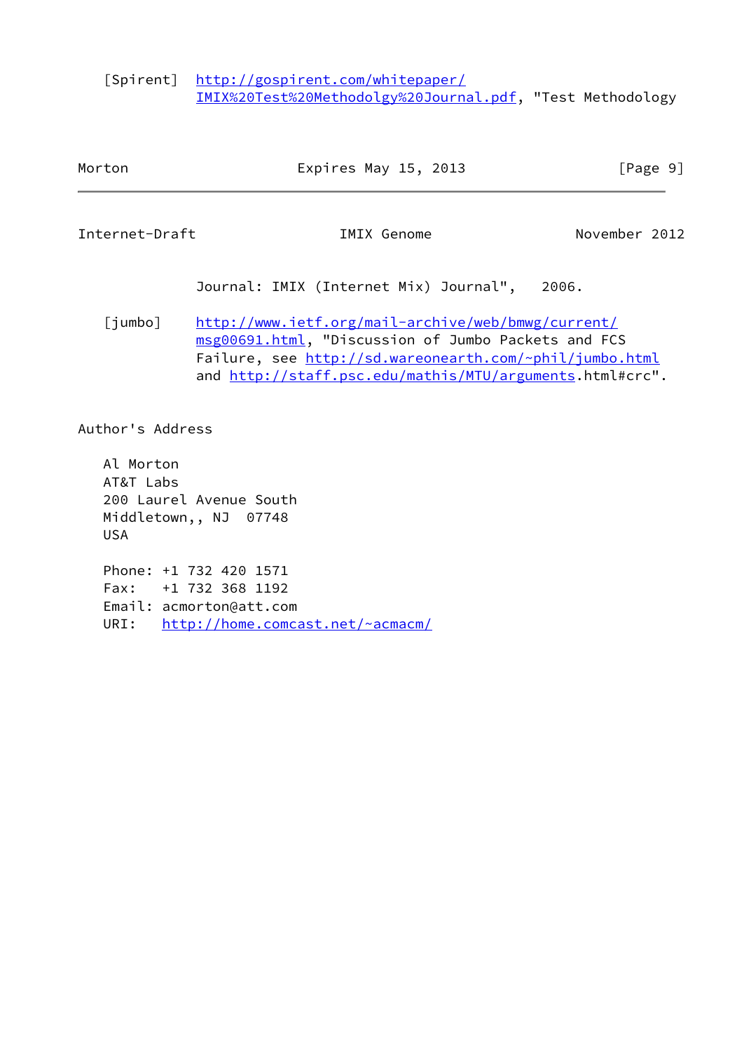[Spirent] http://gospirent.com/whitepaper/IMIX%20Test%20Methodolgy%20Journal.pdf, "Test Methodology Journal: IMIX (Internet Mix) Journal", 2006.

[jumbo] http://www.ietf.org/mail-archive/web/bmwg/current/msg00691.html, "Discussion of Jumbo Packets and FCS Failure, see http://sd.wareonearth.com/~phil/jumbo.html and http://staff.psc.edu/mathis/MTU/arguments.html#crc".

## Author's Address

Al Morton
AT&T Labs
200 Laurel Avenue South
Middletown,, NJ 07748
USA

Phone: +1 732 420 1571
Fax: +1 732 368 1192
Email: acmorton@att.com
URI: http://home.comcast.net/~acmacm/